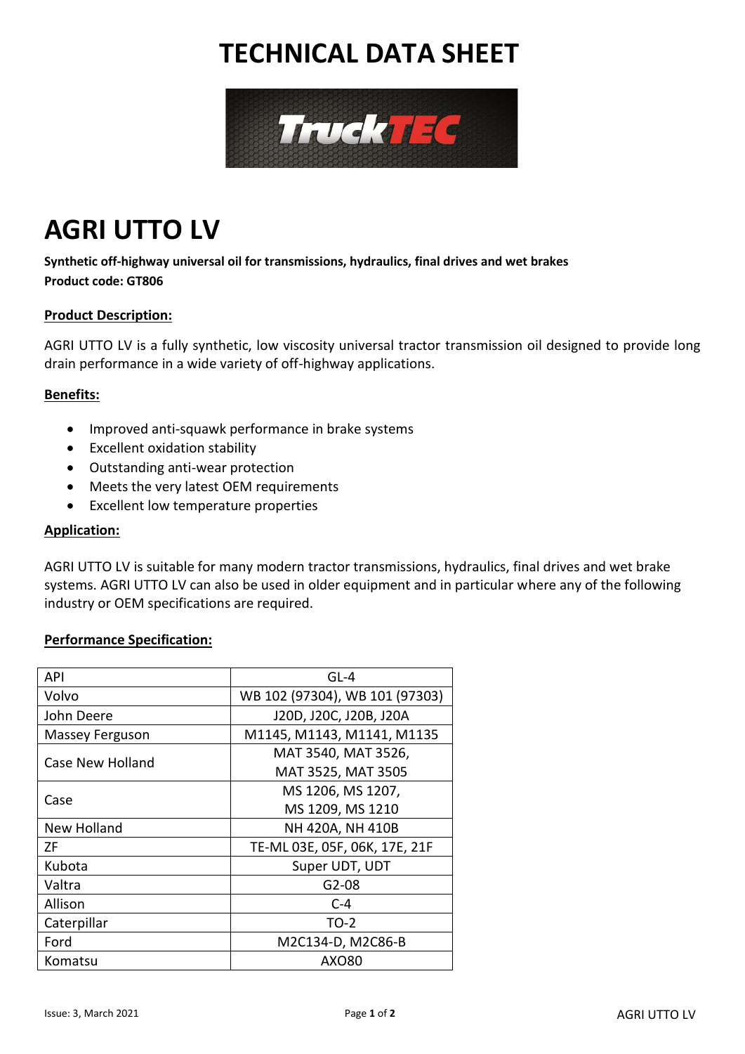# TECHNICAL DATA SHEET

TruckTEC

# AGRI UTTO LV

**Synthetic off-highway universal oil for transmissions, hydraulics, final drives and wet brakes**
**Product code: GT806**

## Product Description:

AGRI UTTO LV is a fully synthetic, low viscosity universal tractor transmission oil designed to provide long drain performance in a wide variety of off-highway applications.

## Benefits:

- Improved anti-squawk performance in brake systems
- Excellent oxidation stability
- Outstanding anti-wear protection
- Meets the very latest OEM requirements
- Excellent low temperature properties

## Application:

AGRI UTTO LV is suitable for many modern tractor transmissions, hydraulics, final drives and wet brake systems. AGRI UTTO LV can also be used in older equipment and in particular where any of the following industry or OEM specifications are required.

## Performance Specification:

| | |
|---|---|
| API | GL-4 |
| Volvo | WB 102 (97304), WB 101 (97303) |
| John Deere | J20D, J20C, J20B, J20A |
| Massey Ferguson | M1145, M1143, M1141, M1135 |
| Case New Holland | MAT 3540, MAT 3526, MAT 3525, MAT 3505 |
| Case | MS 1206, MS 1207, MS 1209, MS 1210 |
| New Holland | NH 420A, NH 410B |
| ZF | TE-ML 03E, 05F, 06K, 17E, 21F |
| Kubota | Super UDT, UDT |
| Valtra | G2-08 |
| Allison | C-4 |
| Caterpillar | TO-2 |
| Ford | M2C134-D, M2C86-B |
| Komatsu | AXO80 |

Issue: 3, March 2021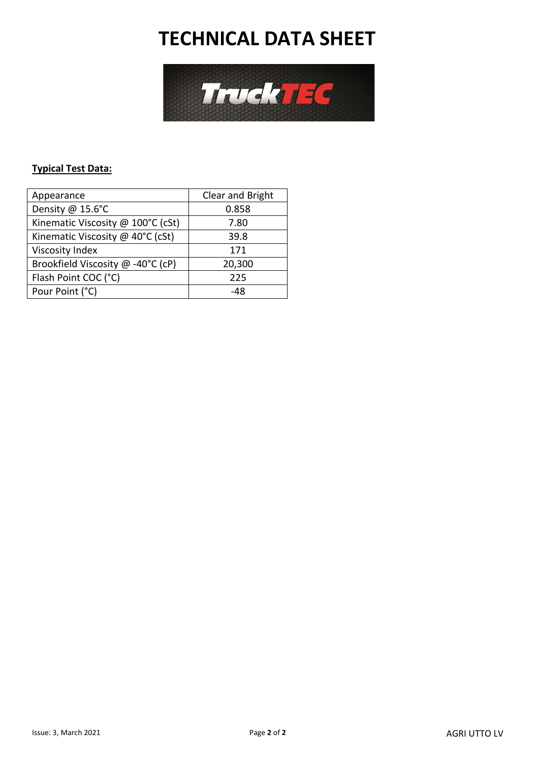# TECHNICAL DATA SHEET

**Typical Test Data:**

| | |
|---|---|
| Appearance | Clear and Bright |
| Density @ 15.6°C | 0.858 |
| Kinematic Viscosity @ 100°C (cSt) | 7.80 |
| Kinematic Viscosity @ 40°C (cSt) | 39.8 |
| Viscosity Index | 171 |
| Brookfield Viscosity @ -40°C (cP) | 20,300 |
| Flash Point COC (°C) | 225 |
| Pour Point (°C) | -48 |